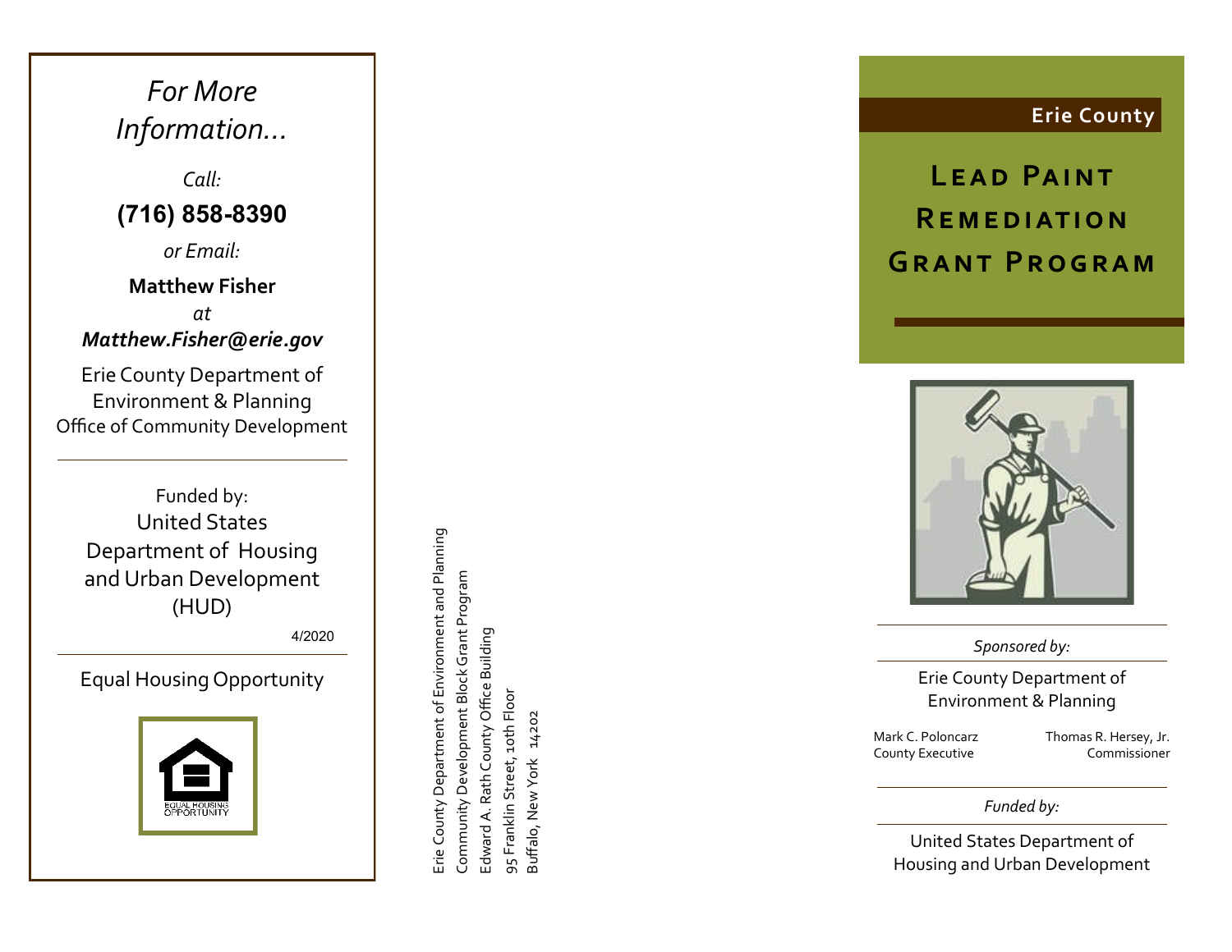*For More Information...*

*Call:*

**(716) 858-8390**

*or Email:*

**Matthew Fisher**

*at*

***Matthew.Fisher@erie.gov***

Erie County Department of Environment & Planning
Office of Community Development

---

Funded by:
United States Department of Housing and Urban Development (HUD)

4/2020

---

Equal Housing Opportunity

EQUAL HOUSING OPPORTUNITY

Erie County Department of Environment and Planning
Community Development Block Grant Program
Edward A. Rath County Office Building
95 Franklin Street, 10th Floor
Buffalo, New York 14202

**Erie County**

# Lead Paint Remediation Grant Program

*Sponsored by:*

Erie County Department of Environment & Planning

Mark C. Poloncarz
County Executive

Thomas R. Hersey, Jr.
Commissioner

*Funded by:*

United States Department of Housing and Urban Development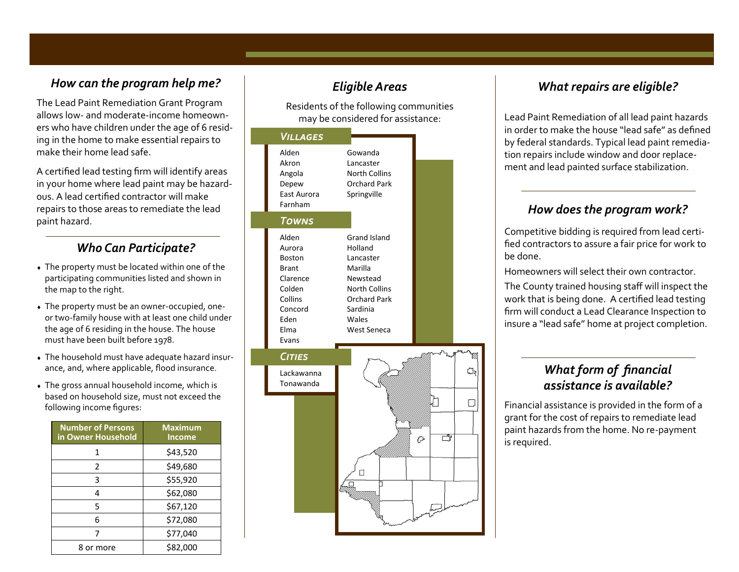## How can the program help me?

The Lead Paint Remediation Grant Program allows low- and moderate-income homeowners who have children under the age of 6 residing in the home to make essential repairs to make their home lead safe.

A certified lead testing firm will identify areas in your home where lead paint may be hazardous. A lead certified contractor will make repairs to those areas to remediate the lead paint hazard.

## Who Can Participate?

- The property must be located within one of the participating communities listed and shown in the map to the right.
- The property must be an owner-occupied, one- or two-family house with at least one child under the age of 6 residing in the house. The house must have been built before 1978.
- The household must have adequate hazard insurance, and, where applicable, flood insurance.
- The gross annual household income, which is based on household size, must not exceed the following income figures:

| Number of Persons in Owner Household | Maximum Income |
|---|---|
| 1 | $43,520 |
| 2 | $49,680 |
| 3 | $55,920 |
| 4 | $62,080 |
| 5 | $67,120 |
| 6 | $72,080 |
| 7 | $77,040 |
| 8 or more | $82,000 |

## Eligible Areas

Residents of the following communities may be considered for assistance:

### Villages

Alden, Akron, Angola, Depew, East Aurora, Farnham, Gowanda, Lancaster, North Collins, Orchard Park, Springville

### Towns

Alden, Aurora, Boston, Brant, Clarence, Colden, Collins, Concord, Eden, Elma, Evans, Grand Island, Holland, Lancaster, Marilla, Newstead, North Collins, Orchard Park, Sardinia, Wales, West Seneca

### Cities

Lackawanna, Tonawanda

## What repairs are eligible?

Lead Paint Remediation of all lead paint hazards in order to make the house "lead safe" as defined by federal standards. Typical lead paint remediation repairs include window and door replacement and lead painted surface stabilization.

## How does the program work?

Competitive bidding is required from lead certified contractors to assure a fair price for work to be done.

Homeowners will select their own contractor.

The County trained housing staff will inspect the work that is being done. A certified lead testing firm will conduct a Lead Clearance Inspection to insure a "lead safe" home at project completion.

## What form of financial assistance is available?

Financial assistance is provided in the form of a grant for the cost of repairs to remediate lead paint hazards from the home. No re-payment is required.